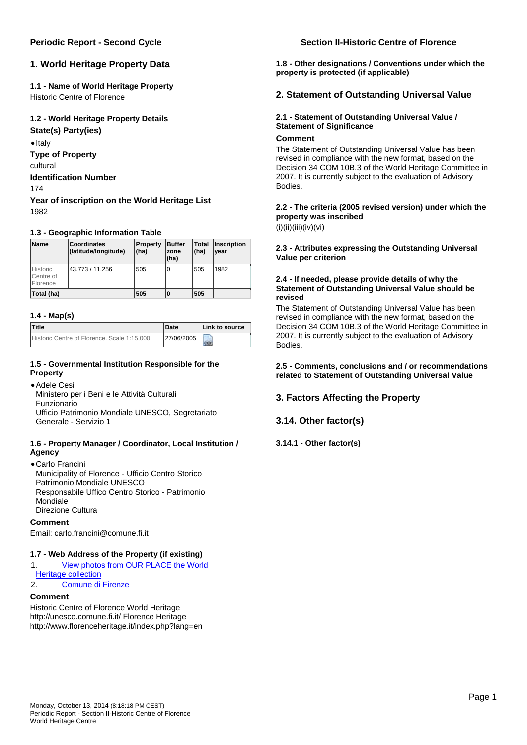## Periodic Report - Second Cycle

## 1. World Heritage Property Data

### 1.1 - Name of World Heritage Property

Historic Centre of Florence

### 1.2 - World Heritage Property Details

**State(s) Party(ies)**

- Italy

**Type of Property**

cultural

**Identification Number**

174

**Year of inscription on the World Heritage List**

1982

### 1.3 - Geographic Information Table

| Name | Coordinates (latitude/longitude) | Property (ha) | Buffer zone (ha) | Total (ha) | Inscription year |
|---|---|---|---|---|---|
| Historic Centre of Florence | 43.773 / 11.256 | 505 | 0 | 505 | 1982 |
| **Total (ha)** | | **505** | **0** | **505** | |

### 1.4 - Map(s)

| Title | Date | Link to source |
|---|---|---|
| Historic Centre of Florence. Scale 1:15,000 | 27/06/2005 | |

### 1.5 - Governmental Institution Responsible for the Property

- Adele Cesi
  Ministero per i Beni e le Attività Culturali
  Funzionario
  Ufficio Patrimonio Mondiale UNESCO, Segretariato Generale - Servizio 1

### 1.6 - Property Manager / Coordinator, Local Institution / Agency

- Carlo Francini
  Municipality of Florence - Ufficio Centro Storico Patrimonio Mondiale UNESCO
  Responsabile Uffico Centro Storico - Patrimonio Mondiale
  Direzione Cultura

**Comment**

Email: carlo.francini@comune.fi.it

### 1.7 - Web Address of the Property (if existing)

1. View photos from OUR PLACE the World Heritage collection
2. Comune di Firenze

**Comment**

Historic Centre of Florence World Heritage http://unesco.comune.fi.it/ Florence Heritage http://www.florenceheritage.it/index.php?lang=en

### 1.8 - Other designations / Conventions under which the property is protected (if applicable)

## 2. Statement of Outstanding Universal Value

### 2.1 - Statement of Outstanding Universal Value / Statement of Significance

**Comment**

The Statement of Outstanding Universal Value has been revised in compliance with the new format, based on the Decision 34 COM 10B.3 of the World Heritage Committee in 2007. It is currently subject to the evaluation of Advisory Bodies.

### 2.2 - The criteria (2005 revised version) under which the property was inscribed

(i)(ii)(iii)(iv)(vi)

### 2.3 - Attributes expressing the Outstanding Universal Value per criterion

### 2.4 - If needed, please provide details of why the Statement of Outstanding Universal Value should be revised

The Statement of Outstanding Universal Value has been revised in compliance with the new format, based on the Decision 34 COM 10B.3 of the World Heritage Committee in 2007. It is currently subject to the evaluation of Advisory Bodies.

### 2.5 - Comments, conclusions and / or recommendations related to Statement of Outstanding Universal Value

## 3. Factors Affecting the Property

## 3.14. Other factor(s)

### 3.14.1 - Other factor(s)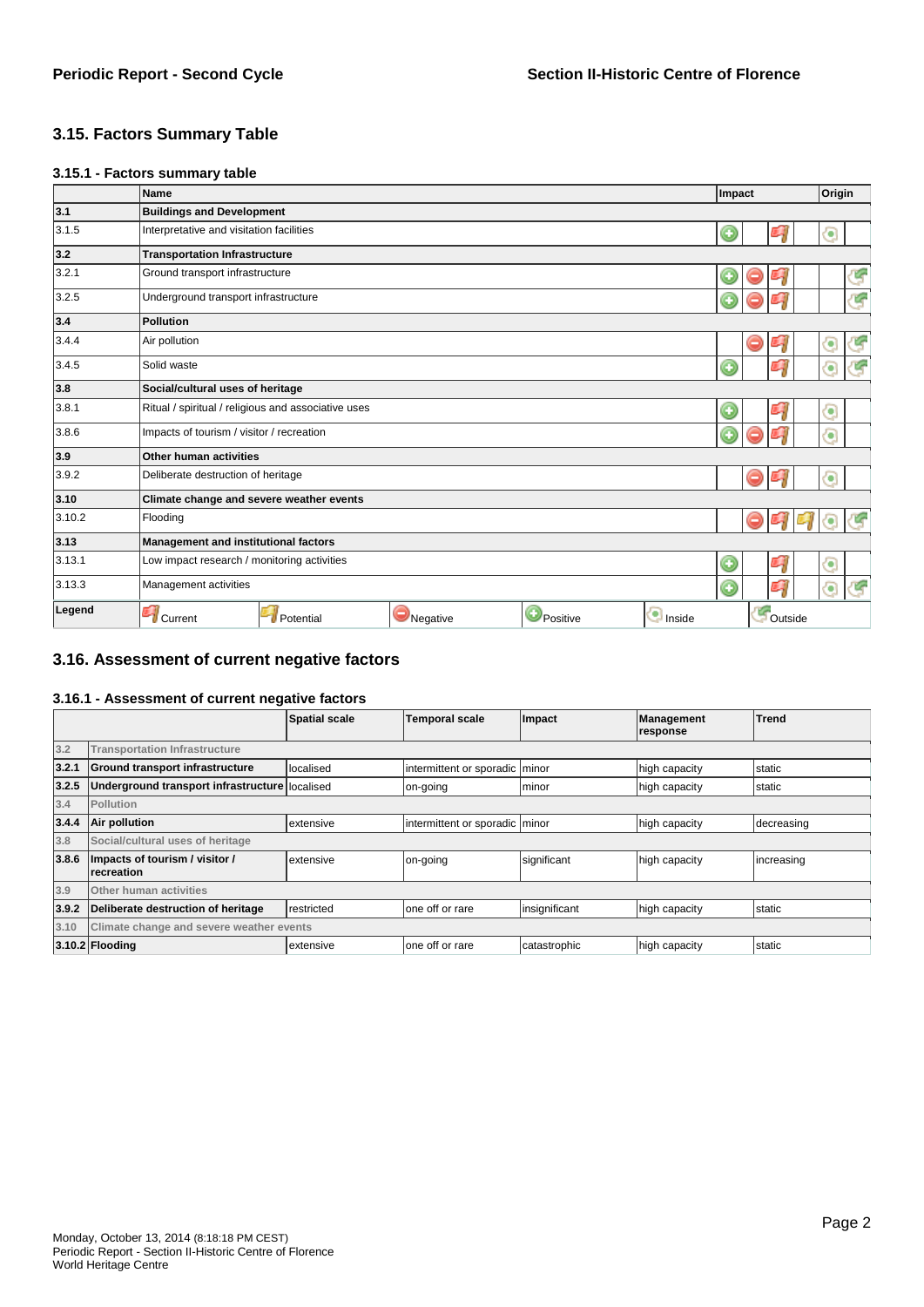## 3.15. Factors Summary Table

### 3.15.1 - Factors summary table

| | Name | Impact | | | | Origin | |
|---|---|---|---|---|---|---|---|
| | | Positive | Negative | Current | Potential | Inside | Outside |
| **3.1** | **Buildings and Development** | | | | | | |
| 3.1.5 | Interpretative and visitation facilities | Positive | | Current | | Inside | |
| **3.2** | **Transportation Infrastructure** | | | | | | |
| 3.2.1 | Ground transport infrastructure | Positive | Negative | Current | | | Outside |
| 3.2.5 | Underground transport infrastructure | Positive | Negative | Current | | | Outside |
| **3.4** | **Pollution** | | | | | | |
| 3.4.4 | Air pollution | | Negative | Current | | Inside | Outside |
| 3.4.5 | Solid waste | Positive | | Current | | Inside | Outside |
| **3.8** | **Social/cultural uses of heritage** | | | | | | |
| 3.8.1 | Ritual / spiritual / religious and associative uses | Positive | | Current | | Inside | |
| 3.8.6 | Impacts of tourism / visitor / recreation | Positive | Negative | Current | | Inside | |
| **3.9** | **Other human activities** | | | | | | |
| 3.9.2 | Deliberate destruction of heritage | | Negative | Current | | Inside | |
| **3.10** | **Climate change and severe weather events** | | | | | | |
| 3.10.2 | Flooding | | Negative | Current | Potential | Inside | Outside |
| **3.13** | **Management and institutional factors** | | | | | | |
| 3.13.1 | Low impact research / monitoring activities | Positive | | Current | | Inside | |
| 3.13.3 | Management activities | Positive | | Current | | Inside | Outside |

**Legend:** Current, Potential, Negative, Positive, Inside, Outside

## 3.16. Assessment of current negative factors

### 3.16.1 - Assessment of current negative factors

| | | Spatial scale | Temporal scale | Impact | Management response | Trend |
|---|---|---|---|---|---|---|
| 3.2 | Transportation Infrastructure | | | | | |
| **3.2.1** | **Ground transport infrastructure** | localised | intermittent or sporadic | minor | high capacity | static |
| **3.2.5** | **Underground transport infrastructure** | localised | on-going | minor | high capacity | static |
| 3.4 | Pollution | | | | | |
| **3.4.4** | **Air pollution** | extensive | intermittent or sporadic | minor | high capacity | decreasing |
| 3.8 | Social/cultural uses of heritage | | | | | |
| **3.8.6** | **Impacts of tourism / visitor / recreation** | extensive | on-going | significant | high capacity | increasing |
| 3.9 | Other human activities | | | | | |
| **3.9.2** | **Deliberate destruction of heritage** | restricted | one off or rare | insignificant | high capacity | static |
| 3.10 | Climate change and severe weather events | | | | | |
| **3.10.2** | **Flooding** | extensive | one off or rare | catastrophic | high capacity | static |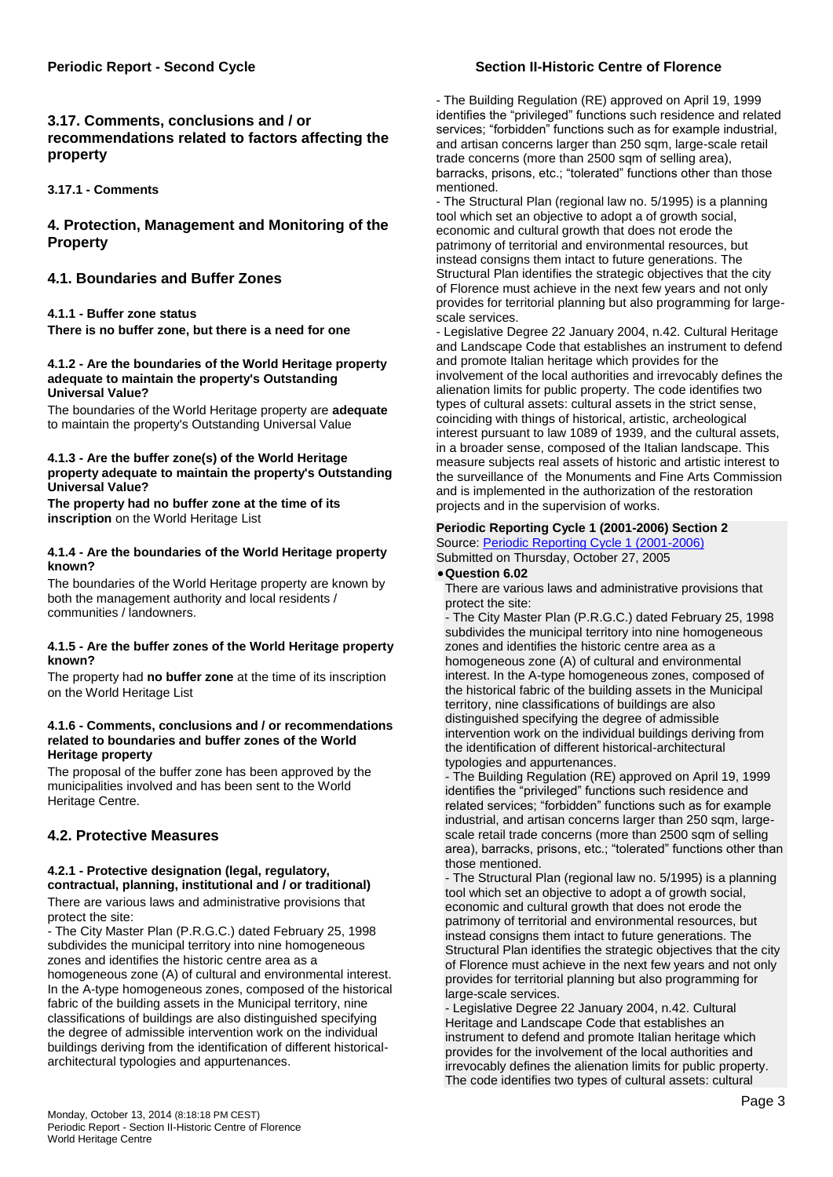### 3.17. Comments, conclusions and / or recommendations related to factors affecting the property

#### 3.17.1 - Comments

## 4. Protection, Management and Monitoring of the Property

### 4.1. Boundaries and Buffer Zones

#### 4.1.1 - Buffer zone status

**There is no buffer zone, but there is a need for one**

#### 4.1.2 - Are the boundaries of the World Heritage property adequate to maintain the property's Outstanding Universal Value?

The boundaries of the World Heritage property are **adequate** to maintain the property's Outstanding Universal Value

#### 4.1.3 - Are the buffer zone(s) of the World Heritage property adequate to maintain the property's Outstanding Universal Value?

**The property had no buffer zone at the time of its inscription** on the World Heritage List

#### 4.1.4 - Are the boundaries of the World Heritage property known?

The boundaries of the World Heritage property are known by both the management authority and local residents / communities / landowners.

#### 4.1.5 - Are the buffer zones of the World Heritage property known?

The property had **no buffer zone** at the time of its inscription on the World Heritage List

#### 4.1.6 - Comments, conclusions and / or recommendations related to boundaries and buffer zones of the World Heritage property

The proposal of the buffer zone has been approved by the municipalities involved and has been sent to the World Heritage Centre.

### 4.2. Protective Measures

#### 4.2.1 - Protective designation (legal, regulatory, contractual, planning, institutional and / or traditional)

There are various laws and administrative provisions that protect the site:

- The City Master Plan (P.R.G.C.) dated February 25, 1998 subdivides the municipal territory into nine homogeneous zones and identifies the historic centre area as a homogeneous zone (A) of cultural and environmental interest. In the A-type homogeneous zones, composed of the historical fabric of the building assets in the Municipal territory, nine classifications of buildings are also distinguished specifying the degree of admissible intervention work on the individual buildings deriving from the identification of different historical-architectural typologies and appurtenances.
- The Building Regulation (RE) approved on April 19, 1999 identifies the "privileged" functions such residence and related services; "forbidden" functions such as for example industrial, and artisan concerns larger than 250 sqm, large-scale retail trade concerns (more than 2500 sqm of selling area), barracks, prisons, etc.; "tolerated" functions other than those mentioned.
- The Structural Plan (regional law no. 5/1995) is a planning tool which set an objective to adopt a of growth social, economic and cultural growth that does not erode the patrimony of territorial and environmental resources, but instead consigns them intact to future generations. The Structural Plan identifies the strategic objectives that the city of Florence must achieve in the next few years and not only provides for territorial planning but also programming for large-scale services.
- Legislative Degree 22 January 2004, n.42. Cultural Heritage and Landscape Code that establishes an instrument to defend and promote Italian heritage which provides for the involvement of the local authorities and irrevocably defines the alienation limits for public property. The code identifies two types of cultural assets: cultural assets in the strict sense, coinciding with things of historical, artistic, archeological interest pursuant to law 1089 of 1939, and the cultural assets, in a broader sense, composed of the Italian landscape. This measure subjects real assets of historic and artistic interest to the surveillance of the Monuments and Fine Arts Commission and is implemented in the authorization of the restoration projects and in the supervision of works.

**Periodic Reporting Cycle 1 (2001-2006) Section 2**
Source: [Periodic Reporting Cycle 1 (2001-2006)]
Submitted on Thursday, October 27, 2005

- **Question 6.02**

  There are various laws and administrative provisions that protect the site:

  - The City Master Plan (P.R.G.C.) dated February 25, 1998 subdivides the municipal territory into nine homogeneous zones and identifies the historic centre area as a homogeneous zone (A) of cultural and environmental interest. In the A-type homogeneous zones, composed of the historical fabric of the building assets in the Municipal territory, nine classifications of buildings are also distinguished specifying the degree of admissible intervention work on the individual buildings deriving from the identification of different historical-architectural typologies and appurtenances.
  - The Building Regulation (RE) approved on April 19, 1999 identifies the "privileged" functions such residence and related services; "forbidden" functions such as for example industrial, and artisan concerns larger than 250 sqm, large-scale retail trade concerns (more than 2500 sqm of selling area), barracks, prisons, etc.; "tolerated" functions other than those mentioned.
  - The Structural Plan (regional law no. 5/1995) is a planning tool which set an objective to adopt a of growth social, economic and cultural growth that does not erode the patrimony of territorial and environmental resources, but instead consigns them intact to future generations. The Structural Plan identifies the strategic objectives that the city of Florence must achieve in the next few years and not only provides for territorial planning but also programming for large-scale services.
  - Legislative Degree 22 January 2004, n.42. Cultural Heritage and Landscape Code that establishes an instrument to defend and promote Italian heritage which provides for the involvement of the local authorities and irrevocably defines the alienation limits for public property. The code identifies two types of cultural assets: cultural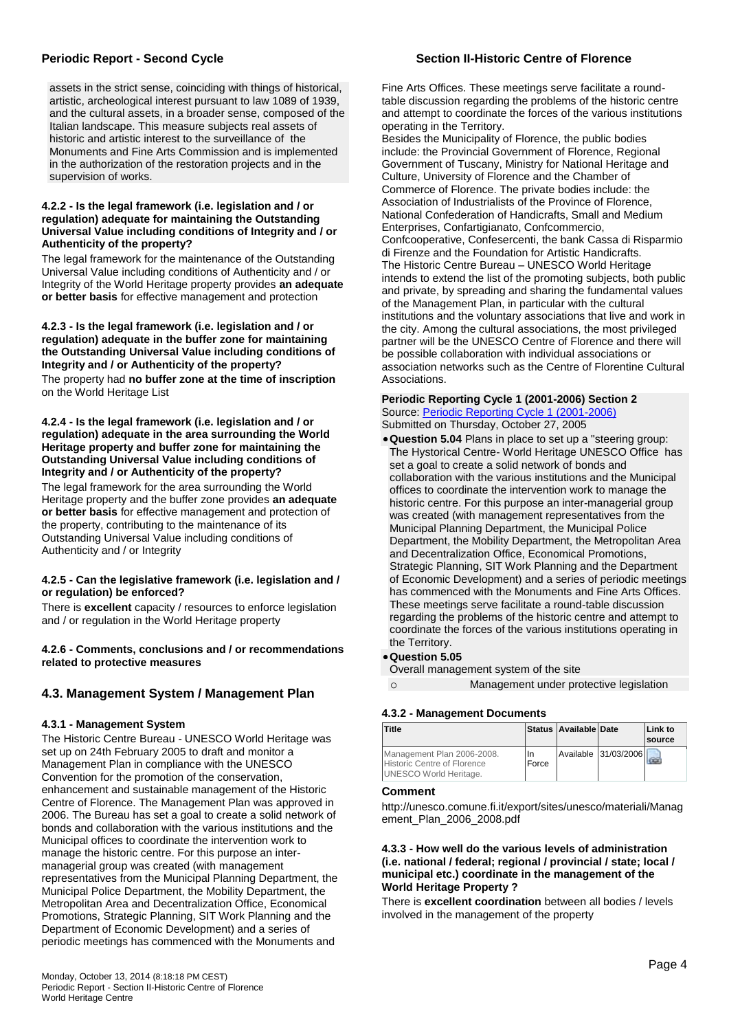assets in the strict sense, coinciding with things of historical, artistic, archeological interest pursuant to law 1089 of 1939, and the cultural assets, in a broader sense, composed of the Italian landscape. This measure subjects real assets of historic and artistic interest to the surveillance of the Monuments and Fine Arts Commission and is implemented in the authorization of the restoration projects and in the supervision of works.

**4.2.2 - Is the legal framework (i.e. legislation and / or regulation) adequate for maintaining the Outstanding Universal Value including conditions of Integrity and / or Authenticity of the property?**

The legal framework for the maintenance of the Outstanding Universal Value including conditions of Authenticity and / or Integrity of the World Heritage property provides **an adequate or better basis** for effective management and protection

**4.2.3 - Is the legal framework (i.e. legislation and / or regulation) adequate in the buffer zone for maintaining the Outstanding Universal Value including conditions of Integrity and / or Authenticity of the property?**

The property had **no buffer zone at the time of inscription** on the World Heritage List

**4.2.4 - Is the legal framework (i.e. legislation and / or regulation) adequate in the area surrounding the World Heritage property and buffer zone for maintaining the Outstanding Universal Value including conditions of Integrity and / or Authenticity of the property?**

The legal framework for the area surrounding the World Heritage property and the buffer zone provides **an adequate or better basis** for effective management and protection of the property, contributing to the maintenance of its Outstanding Universal Value including conditions of Authenticity and / or Integrity

**4.2.5 - Can the legislative framework (i.e. legislation and / or regulation) be enforced?**

There is **excellent** capacity / resources to enforce legislation and / or regulation in the World Heritage property

**4.2.6 - Comments, conclusions and / or recommendations related to protective measures**

## 4.3. Management System / Management Plan

**4.3.1 - Management System**

The Historic Centre Bureau - UNESCO World Heritage was set up on 24th February 2005 to draft and monitor a Management Plan in compliance with the UNESCO Convention for the promotion of the conservation, enhancement and sustainable management of the Historic Centre of Florence. The Management Plan was approved in 2006. The Bureau has set a goal to create a solid network of bonds and collaboration with the various institutions and the Municipal offices to coordinate the intervention work to manage the historic centre. For this purpose an inter-managerial group was created (with management representatives from the Municipal Planning Department, the Municipal Police Department, the Mobility Department, the Metropolitan Area and Decentralization Office, Economical Promotions, Strategic Planning, SIT Work Planning and the Department of Economic Development) and a series of periodic meetings has commenced with the Monuments and Fine Arts Offices. These meetings serve facilitate a round-table discussion regarding the problems of the historic centre and attempt to coordinate the forces of the various institutions operating in the Territory.

Besides the Municipality of Florence, the public bodies include: the Provincial Government of Florence, Regional Government of Tuscany, Ministry for National Heritage and Culture, University of Florence and the Chamber of Commerce of Florence. The private bodies include: the Association of Industrialists of the Province of Florence, National Confederation of Handicrafts, Small and Medium Enterprises, Confartigianato, Confcommercio, Confcooperative, Confesercenti, the bank Cassa di Risparmio di Firenze and the Foundation for Artistic Handicrafts.

The Historic Centre Bureau – UNESCO World Heritage intends to extend the list of the promoting subjects, both public and private, by spreading and sharing the fundamental values of the Management Plan, in particular with the cultural institutions and the voluntary associations that live and work in the city. Among the cultural associations, the most privileged partner will be the UNESCO Centre of Florence and there will be possible collaboration with individual associations or association networks such as the Centre of Florentine Cultural Associations.

**Periodic Reporting Cycle 1 (2001-2006) Section 2**

Source: [Periodic Reporting Cycle 1 (2001-2006)]

Submitted on Thursday, October 27, 2005

- **Question 5.04** Plans in place to set up a "steering group: The Hystorical Centre- World Heritage UNESCO Office has set a goal to create a solid network of bonds and collaboration with the various institutions and the Municipal offices to coordinate the intervention work to manage the historic centre. For this purpose an inter-managerial group was created (with management representatives from the Municipal Planning Department, the Municipal Police Department, the Mobility Department, the Metropolitan Area and Decentralization Office, Economical Promotions, Strategic Planning, SIT Work Planning and the Department of Economic Development) and a series of periodic meetings has commenced with the Monuments and Fine Arts Offices. These meetings serve facilitate a round-table discussion regarding the problems of the historic centre and attempt to coordinate the forces of the various institutions operating in the Territory.
- **Question 5.05**
  Overall management system of the site
  - Management under protective legislation

**4.3.2 - Management Documents**

| Title | Status | Available | Date | Link to source |
|---|---|---|---|---|
| Management Plan 2006-2008. Historic Centre of Florence UNESCO World Heritage. | In Force | Available | 31/03/2006 | |

**Comment**

http://unesco.comune.fi.it/export/sites/unesco/materiali/Management_Plan_2006_2008.pdf

**4.3.3 - How well do the various levels of administration (i.e. national / federal; regional / provincial / state; local / municipal etc.) coordinate in the management of the World Heritage Property ?**

There is **excellent coordination** between all bodies / levels involved in the management of the property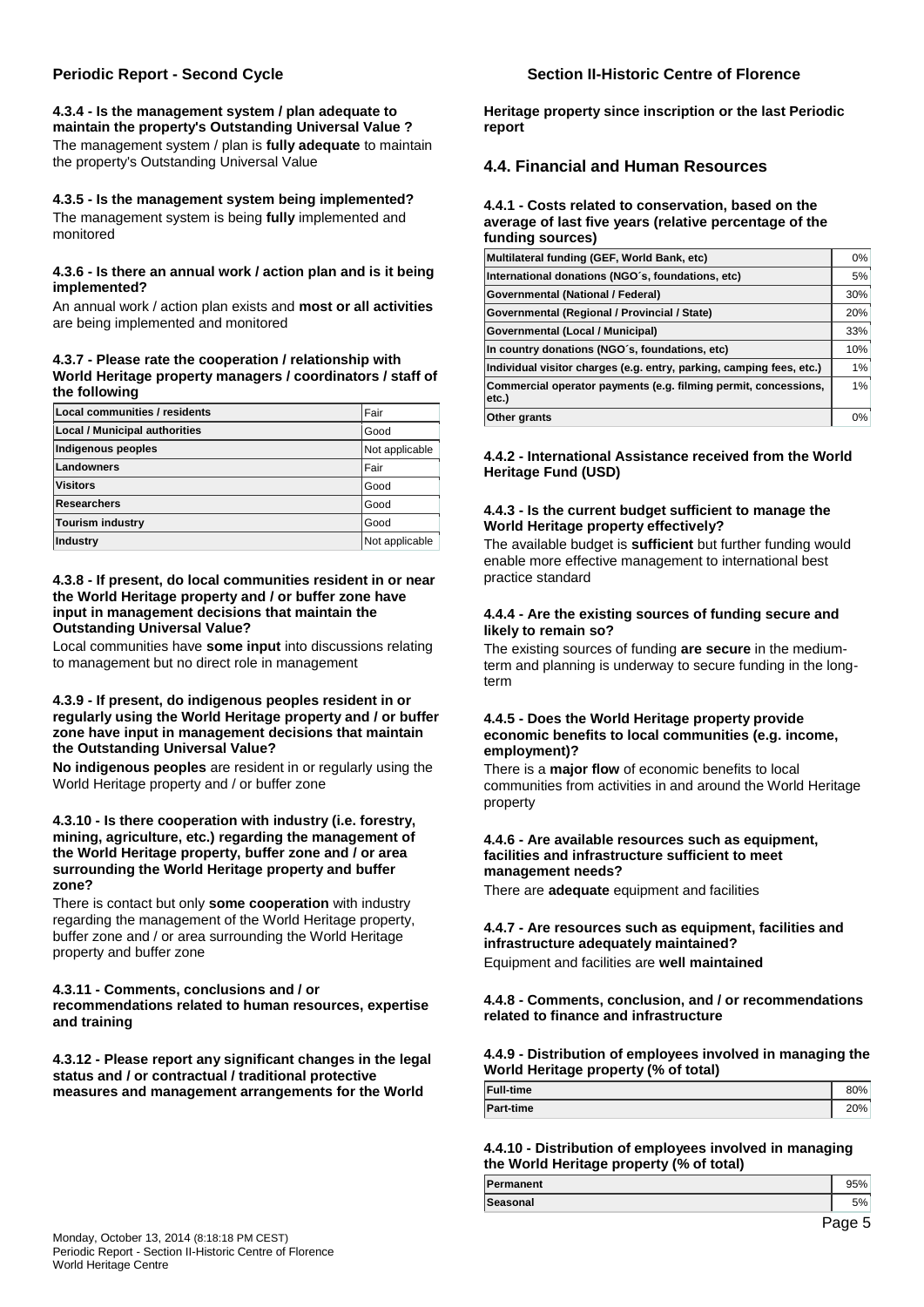#### 4.3.4 - Is the management system / plan adequate to maintain the property's Outstanding Universal Value ?

The management system / plan is **fully adequate** to maintain the property's Outstanding Universal Value

#### 4.3.5 - Is the management system being implemented?

The management system is being **fully** implemented and monitored

#### 4.3.6 - Is there an annual work / action plan and is it being implemented?

An annual work / action plan exists and **most or all activities** are being implemented and monitored

#### 4.3.7 - Please rate the cooperation / relationship with World Heritage property managers / coordinators / staff of the following

| | |
|---|---|
| **Local communities / residents** | Fair |
| **Local / Municipal authorities** | Good |
| **Indigenous peoples** | Not applicable |
| **Landowners** | Fair |
| **Visitors** | Good |
| **Researchers** | Good |
| **Tourism industry** | Good |
| **Industry** | Not applicable |

#### 4.3.8 - If present, do local communities resident in or near the World Heritage property and / or buffer zone have input in management decisions that maintain the Outstanding Universal Value?

Local communities have **some input** into discussions relating to management but no direct role in management

#### 4.3.9 - If present, do indigenous peoples resident in or regularly using the World Heritage property and / or buffer zone have input in management decisions that maintain the Outstanding Universal Value?

**No indigenous peoples** are resident in or regularly using the World Heritage property and / or buffer zone

#### 4.3.10 - Is there cooperation with industry (i.e. forestry, mining, agriculture, etc.) regarding the management of the World Heritage property, buffer zone and / or area surrounding the World Heritage property and buffer zone?

There is contact but only **some cooperation** with industry regarding the management of the World Heritage property, buffer zone and / or area surrounding the World Heritage property and buffer zone

#### 4.3.11 - Comments, conclusions and / or recommendations related to human resources, expertise and training

#### 4.3.12 - Please report any significant changes in the legal status and / or contractual / traditional protective measures and management arrangements for the World Heritage property since inscription or the last Periodic report

## 4.4. Financial and Human Resources

#### 4.4.1 - Costs related to conservation, based on the average of last five years (relative percentage of the funding sources)

| | |
|---|---|
| **Multilateral funding (GEF, World Bank, etc)** | 0% |
| **International donations (NGO´s, foundations, etc)** | 5% |
| **Governmental (National / Federal)** | 30% |
| **Governmental (Regional / Provincial / State)** | 20% |
| **Governmental (Local / Municipal)** | 33% |
| **In country donations (NGO´s, foundations, etc)** | 10% |
| **Individual visitor charges (e.g. entry, parking, camping fees, etc.)** | 1% |
| **Commercial operator payments (e.g. filming permit, concessions, etc.)** | 1% |
| **Other grants** | 0% |

#### 4.4.2 - International Assistance received from the World Heritage Fund (USD)

#### 4.4.3 - Is the current budget sufficient to manage the World Heritage property effectively?

The available budget is **sufficient** but further funding would enable more effective management to international best practice standard

#### 4.4.4 - Are the existing sources of funding secure and likely to remain so?

The existing sources of funding **are secure** in the medium-term and planning is underway to secure funding in the long-term

#### 4.4.5 - Does the World Heritage property provide economic benefits to local communities (e.g. income, employment)?

There is a **major flow** of economic benefits to local communities from activities in and around the World Heritage property

#### 4.4.6 - Are available resources such as equipment, facilities and infrastructure sufficient to meet management needs?

There are **adequate** equipment and facilities

#### 4.4.7 - Are resources such as equipment, facilities and infrastructure adequately maintained?

Equipment and facilities are **well maintained**

#### 4.4.8 - Comments, conclusion, and / or recommendations related to finance and infrastructure

#### 4.4.9 - Distribution of employees involved in managing the World Heritage property (% of total)

| | |
|---|---|
| **Full-time** | 80% |
| **Part-time** | 20% |

#### 4.4.10 - Distribution of employees involved in managing the World Heritage property (% of total)

| | |
|---|---|
| **Permanent** | 95% |
| **Seasonal** | 5% |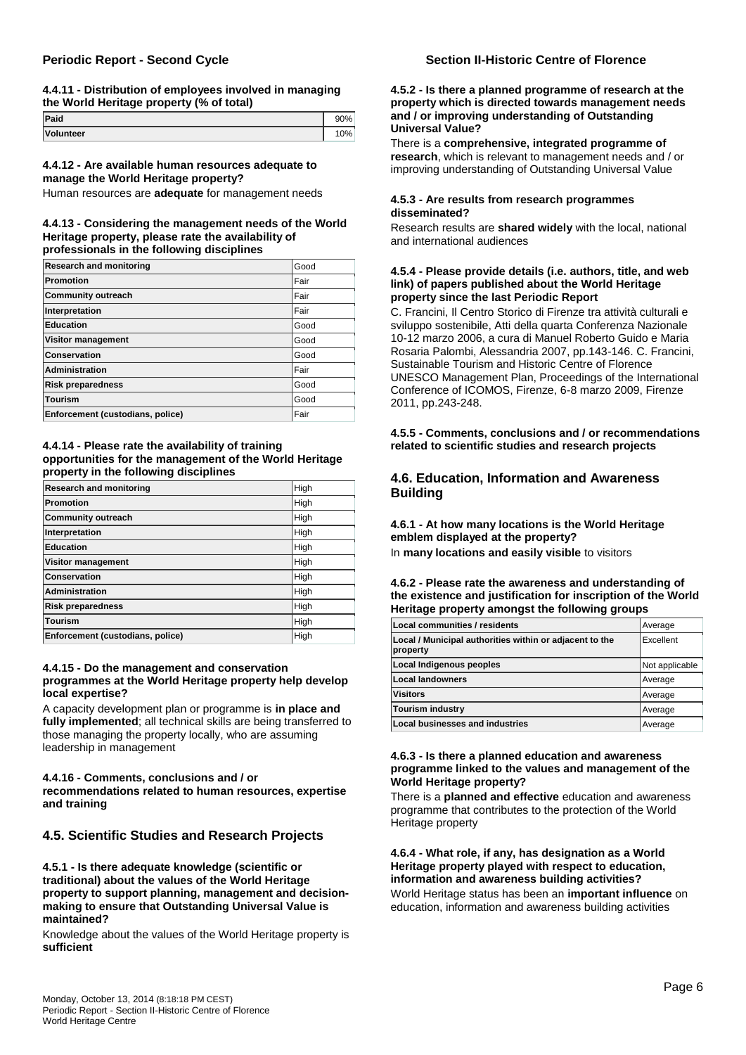**4.4.11 - Distribution of employees involved in managing the World Heritage property (% of total)**

| Paid | 90% |
|---|---|
| Volunteer | 10% |

**4.4.12 - Are available human resources adequate to manage the World Heritage property?**

Human resources are **adequate** for management needs

**4.4.13 - Considering the management needs of the World Heritage property, please rate the availability of professionals in the following disciplines**

| Research and monitoring | Good |
|---|---|
| Promotion | Fair |
| Community outreach | Fair |
| Interpretation | Fair |
| Education | Good |
| Visitor management | Good |
| Conservation | Good |
| Administration | Fair |
| Risk preparedness | Good |
| Tourism | Good |
| Enforcement (custodians, police) | Fair |

**4.4.14 - Please rate the availability of training opportunities for the management of the World Heritage property in the following disciplines**

| Research and monitoring | High |
|---|---|
| Promotion | High |
| Community outreach | High |
| Interpretation | High |
| Education | High |
| Visitor management | High |
| Conservation | High |
| Administration | High |
| Risk preparedness | High |
| Tourism | High |
| Enforcement (custodians, police) | High |

**4.4.15 - Do the management and conservation programmes at the World Heritage property help develop local expertise?**

A capacity development plan or programme is **in place and fully implemented**; all technical skills are being transferred to those managing the property locally, who are assuming leadership in management

**4.4.16 - Comments, conclusions and / or recommendations related to human resources, expertise and training**

## 4.5. Scientific Studies and Research Projects

**4.5.1 - Is there adequate knowledge (scientific or traditional) about the values of the World Heritage property to support planning, management and decision-making to ensure that Outstanding Universal Value is maintained?**

Knowledge about the values of the World Heritage property is **sufficient**

**4.5.2 - Is there a planned programme of research at the property which is directed towards management needs and / or improving understanding of Outstanding Universal Value?**

There is a **comprehensive, integrated programme of research**, which is relevant to management needs and / or improving understanding of Outstanding Universal Value

**4.5.3 - Are results from research programmes disseminated?**

Research results are **shared widely** with the local, national and international audiences

**4.5.4 - Please provide details (i.e. authors, title, and web link) of papers published about the World Heritage property since the last Periodic Report**

C. Francini, Il Centro Storico di Firenze tra attività culturali e sviluppo sostenibile, Atti della quarta Conferenza Nazionale 10-12 marzo 2006, a cura di Manuel Roberto Guido e Maria Rosaria Palombi, Alessandria 2007, pp.143-146. C. Francini, Sustainable Tourism and Historic Centre of Florence UNESCO Management Plan, Proceedings of the International Conference of ICOMOS, Firenze, 6-8 marzo 2009, Firenze 2011, pp.243-248.

**4.5.5 - Comments, conclusions and / or recommendations related to scientific studies and research projects**

## 4.6. Education, Information and Awareness Building

**4.6.1 - At how many locations is the World Heritage emblem displayed at the property?**

In **many locations and easily visible** to visitors

**4.6.2 - Please rate the awareness and understanding of the existence and justification for inscription of the World Heritage property amongst the following groups**

| Local communities / residents | Average |
|---|---|
| Local / Municipal authorities within or adjacent to the property | Excellent |
| Local Indigenous peoples | Not applicable |
| Local landowners | Average |
| Visitors | Average |
| Tourism industry | Average |
| Local businesses and industries | Average |

**4.6.3 - Is there a planned education and awareness programme linked to the values and management of the World Heritage property?**

There is a **planned and effective** education and awareness programme that contributes to the protection of the World Heritage property

**4.6.4 - What role, if any, has designation as a World Heritage property played with respect to education, information and awareness building activities?**

World Heritage status has been an **important influence** on education, information and awareness building activities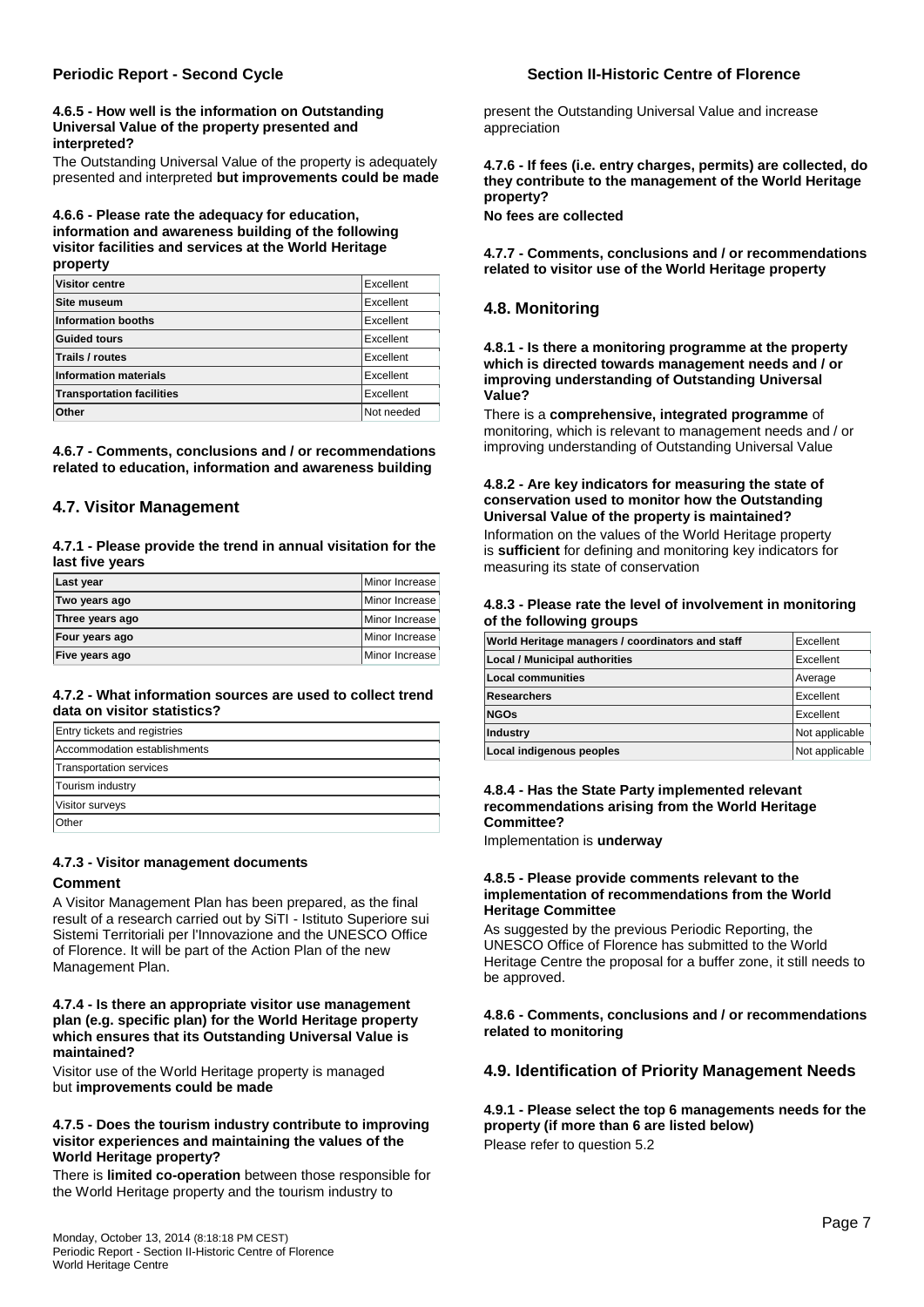#### 4.6.5 - How well is the information on Outstanding Universal Value of the property presented and interpreted?

The Outstanding Universal Value of the property is adequately presented and interpreted **but improvements could be made**

#### 4.6.6 - Please rate the adequacy for education, information and awareness building of the following visitor facilities and services at the World Heritage property

| | |
|---|---|
| **Visitor centre** | Excellent |
| **Site museum** | Excellent |
| **Information booths** | Excellent |
| **Guided tours** | Excellent |
| **Trails / routes** | Excellent |
| **Information materials** | Excellent |
| **Transportation facilities** | Excellent |
| **Other** | Not needed |

#### 4.6.7 - Comments, conclusions and / or recommendations related to education, information and awareness building

## 4.7. Visitor Management

#### 4.7.1 - Please provide the trend in annual visitation for the last five years

| | |
|---|---|
| **Last year** | Minor Increase |
| **Two years ago** | Minor Increase |
| **Three years ago** | Minor Increase |
| **Four years ago** | Minor Increase |
| **Five years ago** | Minor Increase |

#### 4.7.2 - What information sources are used to collect trend data on visitor statistics?

| |
|---|
| Entry tickets and registries |
| Accommodation establishments |
| Transportation services |
| Tourism industry |
| Visitor surveys |
| Other |

#### 4.7.3 - Visitor management documents

**Comment**

A Visitor Management Plan has been prepared, as the final result of a research carried out by SiTI - Istituto Superiore sui Sistemi Territoriali per l'Innovazione and the UNESCO Office of Florence. It will be part of the Action Plan of the new Management Plan.

#### 4.7.4 - Is there an appropriate visitor use management plan (e.g. specific plan) for the World Heritage property which ensures that its Outstanding Universal Value is maintained?

Visitor use of the World Heritage property is managed but **improvements could be made**

#### 4.7.5 - Does the tourism industry contribute to improving visitor experiences and maintaining the values of the World Heritage property?

There is **limited co-operation** between those responsible for the World Heritage property and the tourism industry to present the Outstanding Universal Value and increase appreciation

#### 4.7.6 - If fees (i.e. entry charges, permits) are collected, do they contribute to the management of the World Heritage property?

**No fees are collected**

#### 4.7.7 - Comments, conclusions and / or recommendations related to visitor use of the World Heritage property

## 4.8. Monitoring

#### 4.8.1 - Is there a monitoring programme at the property which is directed towards management needs and / or improving understanding of Outstanding Universal Value?

There is a **comprehensive, integrated programme** of monitoring, which is relevant to management needs and / or improving understanding of Outstanding Universal Value

#### 4.8.2 - Are key indicators for measuring the state of conservation used to monitor how the Outstanding Universal Value of the property is maintained?

Information on the values of the World Heritage property is **sufficient** for defining and monitoring key indicators for measuring its state of conservation

#### 4.8.3 - Please rate the level of involvement in monitoring of the following groups

| | |
|---|---|
| **World Heritage managers / coordinators and staff** | Excellent |
| **Local / Municipal authorities** | Excellent |
| **Local communities** | Average |
| **Researchers** | Excellent |
| **NGOs** | Excellent |
| **Industry** | Not applicable |
| **Local indigenous peoples** | Not applicable |

#### 4.8.4 - Has the State Party implemented relevant recommendations arising from the World Heritage Committee?

Implementation is **underway**

#### 4.8.5 - Please provide comments relevant to the implementation of recommendations from the World Heritage Committee

As suggested by the previous Periodic Reporting, the UNESCO Office of Florence has submitted to the World Heritage Centre the proposal for a buffer zone, it still needs to be approved.

#### 4.8.6 - Comments, conclusions and / or recommendations related to monitoring

## 4.9. Identification of Priority Management Needs

#### 4.9.1 - Please select the top 6 managements needs for the property (if more than 6 are listed below)

Please refer to question 5.2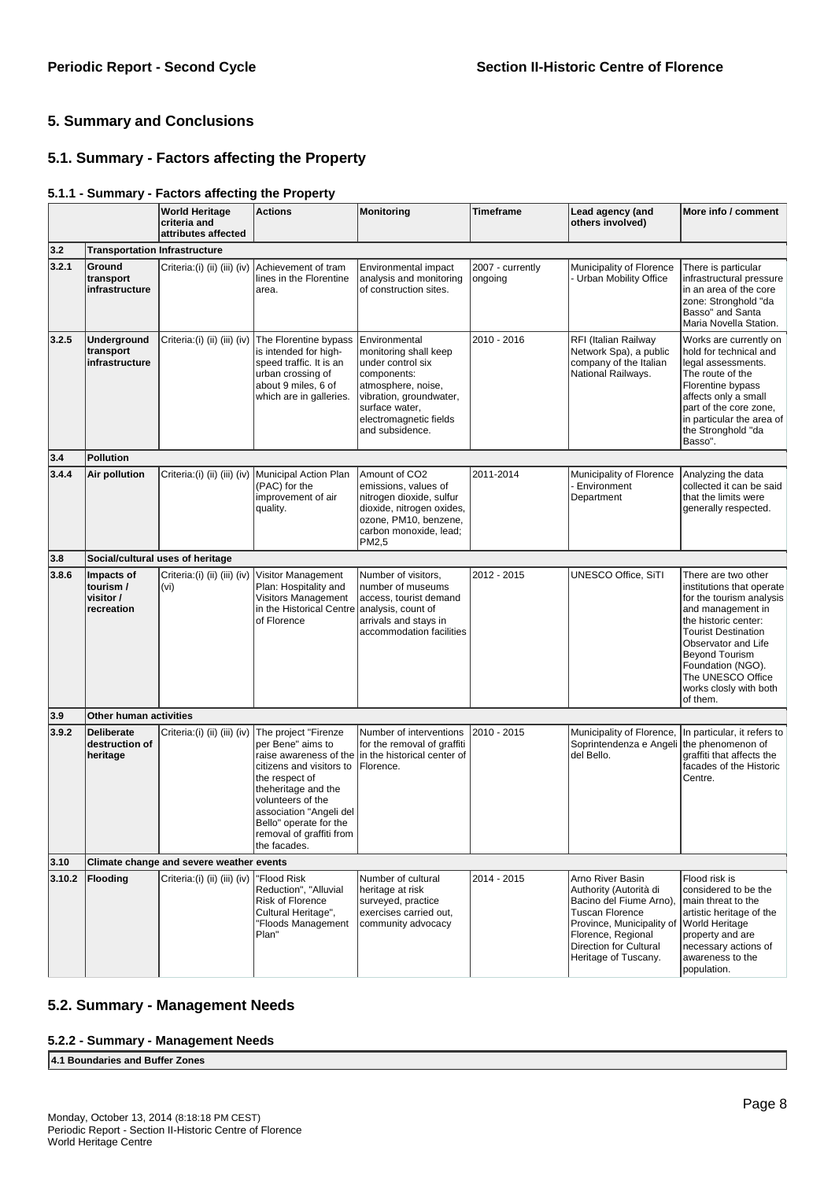## 5. Summary and Conclusions

### 5.1. Summary - Factors affecting the Property

#### 5.1.1 - Summary - Factors affecting the Property

| | | World Heritage criteria and attributes affected | Actions | Monitoring | Timeframe | Lead agency (and others involved) | More info / comment |
|---|---|---|---|---|---|---|---|
| **3.2** | **Transportation Infrastructure** | | | | | | |
| **3.2.1** | **Ground transport infrastructure** | Criteria:(i) (ii) (iii) (iv) | Achievement of tram lines in the Florentine area. | Environmental impact analysis and monitoring of construction sites. | 2007 - currently ongoing | Municipality of Florence - Urban Mobility Office | There is particular infrastructural pressure in an area of the core zone: Stronghold "da Basso" and Santa Maria Novella Station. |
| **3.2.5** | **Underground transport infrastructure** | Criteria:(i) (ii) (iii) (iv) | The Florentine bypass is intended for high-speed traffic. It is an urban crossing of about 9 miles, 6 of which are in galleries. | Environmental monitoring shall keep under control six components: atmosphere, noise, vibration, groundwater, surface water, electromagnetic fields and subsidence. | 2010 - 2016 | RFI (Italian Railway Network Spa), a public company of the Italian National Railways. | Works are currently on hold for technical and legal assessments. The route of the Florentine bypass affects only a small part of the core zone, in particular the area of the Stronghold "da Basso". |
| **3.4** | **Pollution** | | | | | | |
| **3.4.4** | **Air pollution** | Criteria:(i) (ii) (iii) (iv) | Municipal Action Plan (PAC) for the improvement of air quality. | Amount of CO2 emissions, values of nitrogen dioxide, sulfur dioxide, nitrogen oxides, ozone, PM10, benzene, carbon monoxide, lead; PM2,5 | 2011-2014 | Municipality of Florence - Environment Department | Analyzing the data collected it can be said that the limits were generally respected. |
| **3.8** | **Social/cultural uses of heritage** | | | | | | |
| **3.8.6** | **Impacts of tourism / visitor / recreation** | Criteria:(i) (ii) (iii) (iv) (vi) | Visitor Management Plan: Hospitality and Visitors Management in the Historical Centre of Florence | Number of visitors, number of museums access, tourist demand analysis, count of arrivals and stays in accommodation facilities | 2012 - 2015 | UNESCO Office, SiTI | There are two other institutions that operate for the tourism analysis and management in the historic center: Tourist Destination Observator and Life Beyond Tourism Foundation (NGO). The UNESCO Office works closly with both of them. |
| **3.9** | **Other human activities** | | | | | | |
| **3.9.2** | **Deliberate destruction of heritage** | Criteria:(i) (ii) (iii) (iv) | The project "Firenze per Bene" aims to raise awareness of the citizens and visitors to the respect of theheritage and the volunteers of the association "Angeli del Bello" operate for the removal of graffiti from the facades. | Number of interventions for the removal of graffiti in the historical center of Florence. | 2010 - 2015 | Municipality of Florence, Soprintendenza e Angeli del Bello. | In particular, it refers to the phenomenon of graffiti that affects the facades of the Historic Centre. |
| **3.10** | **Climate change and severe weather events** | | | | | | |
| **3.10.2** | **Flooding** | Criteria:(i) (ii) (iii) (iv) | "Flood Risk Reduction", "Alluvial Risk of Florence Cultural Heritage", "Floods Management Plan" | Number of cultural heritage at risk surveyed, practice exercises carried out, community advocacy | 2014 - 2015 | Arno River Basin Authority (Autorità di Bacino del Fiume Arno), Tuscan Florence Province, Municipality of Florence, Regional Direction for Cultural Heritage of Tuscany. | Flood risk is considered to be the main threat to the artistic heritage of the World Heritage property and are necessary actions of awareness to the population. |

### 5.2. Summary - Management Needs

#### 5.2.2 - Summary - Management Needs

| **4.1 Boundaries and Buffer Zones** |
|---|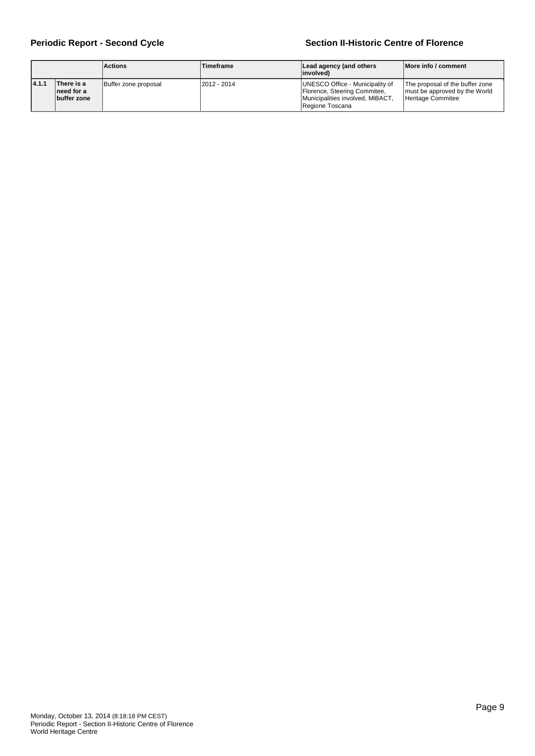| | | Actions | Timeframe | Lead agency (and others involved) | More info / comment |
|---|---|---|---|---|---|
| **4.1.1** | **There is a need for a buffer zone** | Buffer zone proposal | 2012 - 2014 | UNESCO Office - Municipality of Florence, Steering Commitee, Municipalities involved, MiBACT, Regione Toscana | The proposal of the buffer zone must be approved by the World Heritage Commitee |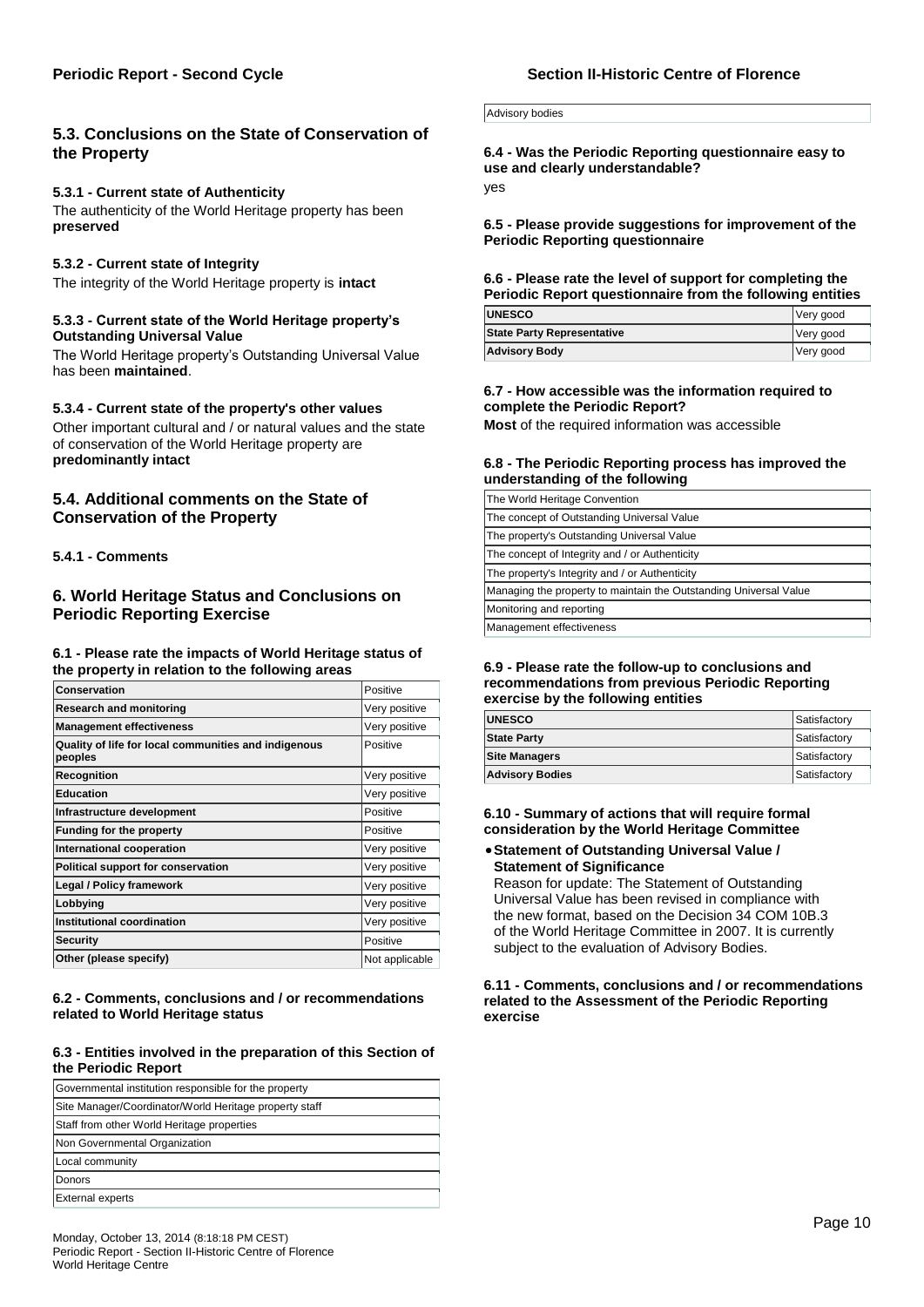## 5.3. Conclusions on the State of Conservation of the Property

**5.3.1 - Current state of Authenticity**

The authenticity of the World Heritage property has been **preserved**

**5.3.2 - Current state of Integrity**

The integrity of the World Heritage property is **intact**

**5.3.3 - Current state of the World Heritage property's Outstanding Universal Value**

The World Heritage property's Outstanding Universal Value has been **maintained**.

**5.3.4 - Current state of the property's other values**

Other important cultural and / or natural values and the state of conservation of the World Heritage property are **predominantly intact**

## 5.4. Additional comments on the State of Conservation of the Property

**5.4.1 - Comments**

## 6. World Heritage Status and Conclusions on Periodic Reporting Exercise

**6.1 - Please rate the impacts of World Heritage status of the property in relation to the following areas**

| | |
|---|---|
| **Conservation** | Positive |
| **Research and monitoring** | Very positive |
| **Management effectiveness** | Very positive |
| **Quality of life for local communities and indigenous peoples** | Positive |
| **Recognition** | Very positive |
| **Education** | Very positive |
| **Infrastructure development** | Positive |
| **Funding for the property** | Positive |
| **International cooperation** | Very positive |
| **Political support for conservation** | Very positive |
| **Legal / Policy framework** | Very positive |
| **Lobbying** | Very positive |
| **Institutional coordination** | Very positive |
| **Security** | Positive |
| **Other (please specify)** | Not applicable |

**6.2 - Comments, conclusions and / or recommendations related to World Heritage status**

**6.3 - Entities involved in the preparation of this Section of the Periodic Report**

| |
|---|
| Governmental institution responsible for the property |
| Site Manager/Coordinator/World Heritage property staff |
| Staff from other World Heritage properties |
| Non Governmental Organization |
| Local community |
| Donors |
| External experts |
| Advisory bodies |

**6.4 - Was the Periodic Reporting questionnaire easy to use and clearly understandable?**

yes

**6.5 - Please provide suggestions for improvement of the Periodic Reporting questionnaire**

**6.6 - Please rate the level of support for completing the Periodic Report questionnaire from the following entities**

| | |
|---|---|
| **UNESCO** | Very good |
| **State Party Representative** | Very good |
| **Advisory Body** | Very good |

**6.7 - How accessible was the information required to complete the Periodic Report?**

**Most** of the required information was accessible

**6.8 - The Periodic Reporting process has improved the understanding of the following**

| |
|---|
| The World Heritage Convention |
| The concept of Outstanding Universal Value |
| The property's Outstanding Universal Value |
| The concept of Integrity and / or Authenticity |
| The property's Integrity and / or Authenticity |
| Managing the property to maintain the Outstanding Universal Value |
| Monitoring and reporting |
| Management effectiveness |

**6.9 - Please rate the follow-up to conclusions and recommendations from previous Periodic Reporting exercise by the following entities**

| | |
|---|---|
| **UNESCO** | Satisfactory |
| **State Party** | Satisfactory |
| **Site Managers** | Satisfactory |
| **Advisory Bodies** | Satisfactory |

**6.10 - Summary of actions that will require formal consideration by the World Heritage Committee**

- **Statement of Outstanding Universal Value / Statement of Significance**
  Reason for update: The Statement of Outstanding Universal Value has been revised in compliance with the new format, based on the Decision 34 COM 10B.3 of the World Heritage Committee in 2007. It is currently subject to the evaluation of Advisory Bodies.

**6.11 - Comments, conclusions and / or recommendations related to the Assessment of the Periodic Reporting exercise**